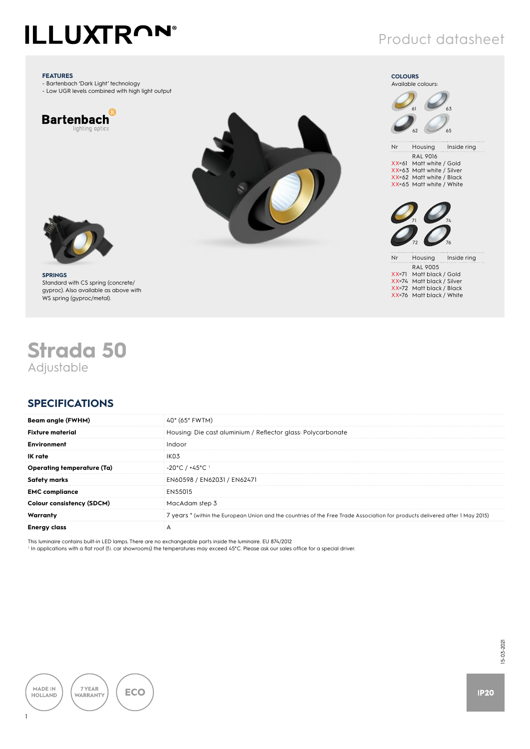# ILLUXTRON®

Product datasheet

**FEATURES**

- Bartenbach 'Dark Light' technology
- Low UGR levels combined with high light output

Bartenbach lighting optics

**SPRINGS**

Standard with CS spring (concrete/gyproc). Also available as above with WS spring (gyproc/metal).

**COLOURS**

Available colours:

| Nr | Housing | Inside ring |
|---|---|---|
| | RAL 9016 | |
| XX=61 | Matt white / | Gold |
| XX=63 | Matt white / | Silver |
| XX=62 | Matt white / | Black |
| XX=65 | Matt white / | White |

| Nr | Housing | Inside ring |
|---|---|---|
| | RAL 9005 | |
| XX=71 | Matt black / | Gold |
| XX=74 | Matt black / | Silver |
| XX=72 | Matt black / | Black |
| XX=76 | Matt black / | White |

# Strada 50

Adjustable

## SPECIFICATIONS

| | |
|---|---|
| **Beam angle (FWHM)** | 40° (65° FWTM) |
| **Fixture material** | Housing: Die cast aluminium / Reflector glass: Polycarbonate |
| **Environment** | Indoor |
| **IK rate** | IK03 |
| **Operating temperature (Ta)** | -20°C / +45°C [1] |
| **Safety marks** | EN60598 / EN62031 / EN62471 |
| **EMC compliance** | EN55015 |
| **Colour consistency (SDCM)** | MacAdam step 3 |
| **Warranty** | 7 years * (within the European Union and the countries of the Free Trade Association for products delivered after 1 May 2015) |
| **Energy class** | A |

This luminaire contains built-in LED lamps. There are no exchangeable parts inside the luminaire. EU 874/2012

[1] In applications with a flat roof (f.i. car showrooms) the temperatures may exceed 45°C. Please ask our sales office for a special driver.

MADE IN HOLLAND | 7 YEAR WARRANTY | ECO

15-03-2021

IP20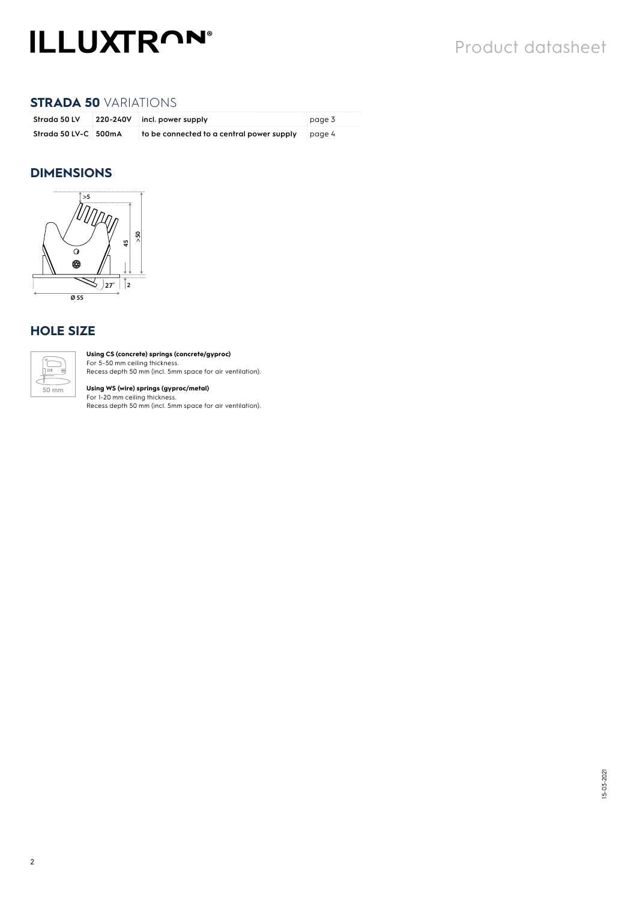## STRADA 50 VARIATIONS

| Strada 50 LV | 220-240V | incl. power supply | page 3 |
|---|---|---|---|
| Strada 50 LV-C | 500mA | to be connected to a central power supply | page 4 |

## DIMENSIONS

>5

45

>50

27°

2

Ø 55

## HOLE SIZE

50 mm

**Using CS (concrete) springs (concrete/gyproc)**
For 5-50 mm ceiling thickness.
Recess depth 50 mm (incl. 5mm space for air ventilation).

**Using WS (wire) springs (gyproc/metal)**
For 1-20 mm ceiling thickness.
Recess depth 50 mm (incl. 5mm space for air ventilation).

15-03-2021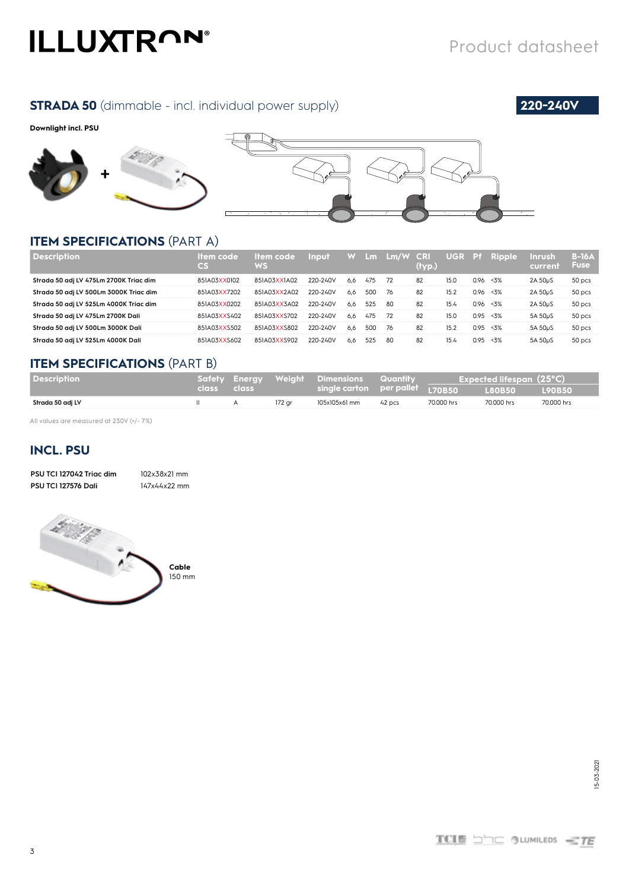## STRADA 50 (dimmable - incl. individual power supply)

**220-240V**

**Downlight incl. PSU**

+

## ITEM SPECIFICATIONS (PART A)

| Description | Item code CS | Item code WS | Input | W | Lm | Lm/W | CRI (typ.) | UGR | Pf | Ripple | Inrush current | B-16A Fuse |
|---|---|---|---|---|---|---|---|---|---|---|---|---|
| Strada 50 adj LV 475Lm 2700K Triac dim | 851A03XX0102 | 851A03XX1A02 | 220-240V | 6,6 | 475 | 72 | 82 | 15.0 | 0.96 | <3% | 2A 50µS | 50 pcs |
| Strada 50 adj LV 500Lm 3000K Triac dim | 851A03XX7202 | 851A03XX2A02 | 220-240V | 6,6 | 500 | 76 | 82 | 15.2 | 0.96 | <3% | 2A 50µS | 50 pcs |
| Strada 50 adj LV 525Lm 4000K Triac dim | 851A03XX0202 | 851A03XX3A02 | 220-240V | 6,6 | 525 | 80 | 82 | 15.4 | 0.96 | <3% | 2A 50µS | 50 pcs |
| Strada 50 adj LV 475Lm 2700K Dali | 851A03XXS402 | 851A03XXS702 | 220-240V | 6,6 | 475 | 72 | 82 | 15.0 | 0.95 | <3% | 5A 50µS | 50 pcs |
| Strada 50 adj LV 500Lm 3000K Dali | 851A03XXS502 | 851A03XXS802 | 220-240V | 6,6 | 500 | 76 | 82 | 15.2 | 0.95 | <3% | 5A 50µS | 50 pcs |
| Strada 50 adj LV 525Lm 4000K Dali | 851A03XXS602 | 851A03XXS902 | 220-240V | 6,6 | 525 | 80 | 82 | 15.4 | 0.95 | <3% | 5A 50µS | 50 pcs |

## ITEM SPECIFICATIONS (PART B)

| Description | Safety class | Energy class | Weight | Dimensions single carton | Quantity per pallet | Expected lifespan (25°C) | | |
|---|---|---|---|---|---|---|---|---|
| | | | | | | L70B50 | L80B50 | L90B50 |
| Strada 50 adj LV | II | A | 172 gr | 105x105x61 mm | 42 pcs | 70.000 hrs | 70.000 hrs | 70.000 hrs |

All values are measured at 230V (+/- 7%)

## INCL. PSU

| | |
|---|---|
| **PSU TCI 127042 Triac dim** | 102x38x21 mm |
| **PSU TCI 127576 Dali** | 147x44x22 mm |

**Cable**
150 mm

15-03-2021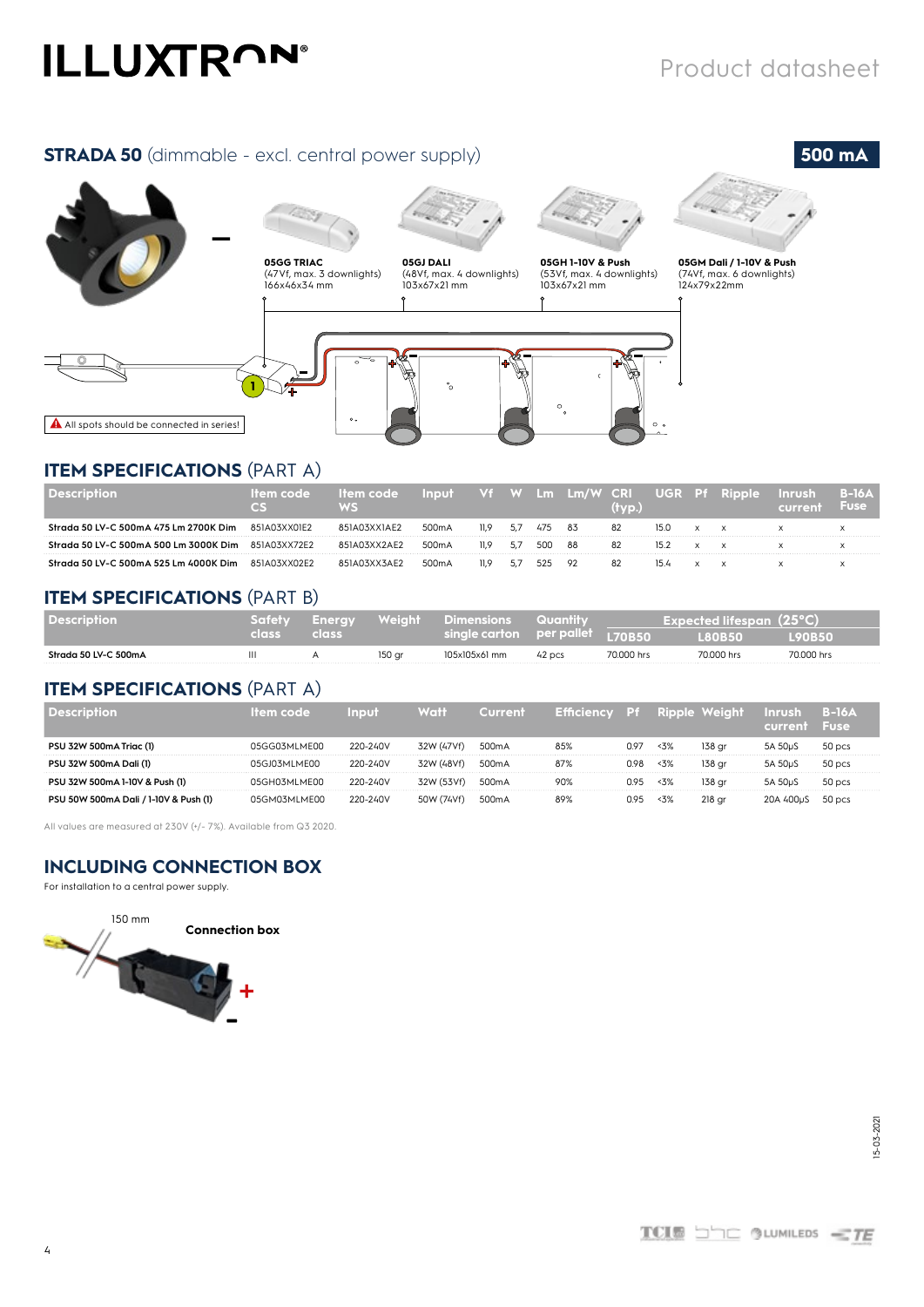# ILLUXTRON

Product datasheet

## STRADA 50 (dimmable - excl. central power supply)

**500 mA**

**05GG TRIAC**
(47Vf, max. 3 downlights)
166x46x34 mm

**05GJ DALI**
(48Vf, max. 4 downlights)
103x67x21 mm

**05GH 1-10V & Push**
(53Vf, max. 4 downlights)
103x67x21 mm

**05GM Dali / 1-10V & Push**
(74Vf, max. 6 downlights)
124x79x22mm

All spots should be connected in series!

## ITEM SPECIFICATIONS (PART A)

| Description | Item code CS | Item code WS | Input | Vf | W | Lm | Lm/W | CRI (typ.) | UGR | Pf | Ripple | Inrush current | B-16A Fuse |
|---|---|---|---|---|---|---|---|---|---|---|---|---|---|
| Strada 50 LV-C 500mA 475 Lm 2700K Dim | 851A03XX01E2 | 851A03XX1AE2 | 500mA | 11,9 | 5,7 | 475 | 83 | 82 | 15.0 | x | x | x | x |
| Strada 50 LV-C 500mA 500 Lm 3000K Dim | 851A03XX72E2 | 851A03XX2AE2 | 500mA | 11,9 | 5,7 | 500 | 88 | 82 | 15.2 | x | x | x | x |
| Strada 50 LV-C 500mA 525 Lm 4000K Dim | 851A03XX02E2 | 851A03XX3AE2 | 500mA | 11,9 | 5,7 | 525 | 92 | 82 | 15.4 | x | x | x | x |

## ITEM SPECIFICATIONS (PART B)

| Description | Safety class | Energy class | Weight | Dimensions single carton | Quantity per pallet | Expected lifespan (25°C) | | |
|---|---|---|---|---|---|---|---|---|
| | | | | | | L70B50 | L80B50 | L90B50 |
| Strada 50 LV-C 500mA | III | A | 150 gr | 105x105x61 mm | 42 pcs | 70.000 hrs | 70.000 hrs | 70.000 hrs |

## ITEM SPECIFICATIONS (PART A)

| Description | Item code | Input | Watt | Current | Efficiency | Pf | Ripple | Weight | Inrush current | B-16A Fuse |
|---|---|---|---|---|---|---|---|---|---|---|
| PSU 32W 500mA Triac (1) | 05GG03MLME00 | 220-240V | 32W (47Vf) | 500mA | 85% | 0.97 | <3% | 138 gr | 5A 50µS | 50 pcs |
| PSU 32W 500mA Dali (1) | 05GJ03MLME00 | 220-240V | 32W (48Vf) | 500mA | 87% | 0.98 | <3% | 138 gr | 5A 50µS | 50 pcs |
| PSU 32W 500mA 1-10V & Push (1) | 05GH03MLME00 | 220-240V | 32W (53Vf) | 500mA | 90% | 0.95 | <3% | 138 gr | 5A 50µS | 50 pcs |
| PSU 50W 500mA Dali / 1-10V & Push (1) | 05GM03MLME00 | 220-240V | 50W (74Vf) | 500mA | 89% | 0.95 | <3% | 218 gr | 20A 400µS | 50 pcs |

All values are measured at 230V (+/- 7%). Available from Q3 2020.

## INCLUDING CONNECTION BOX

For installation to a central power supply.

150 mm

**Connection box**

15-03-2021